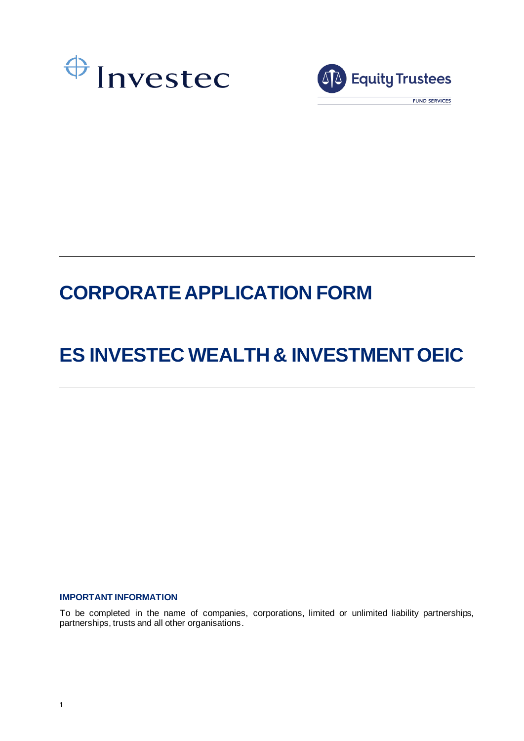Investec

Equity Trustees

FUND SERVICES

# CORPORATE APPLICATION FORM

# ES INVESTEC WEALTH & INVESTMENT OEIC

### IMPORTANT INFORMATION

To be completed in the name of companies, corporations, limited or unlimited liability partnerships, partnerships, trusts and all other organisations.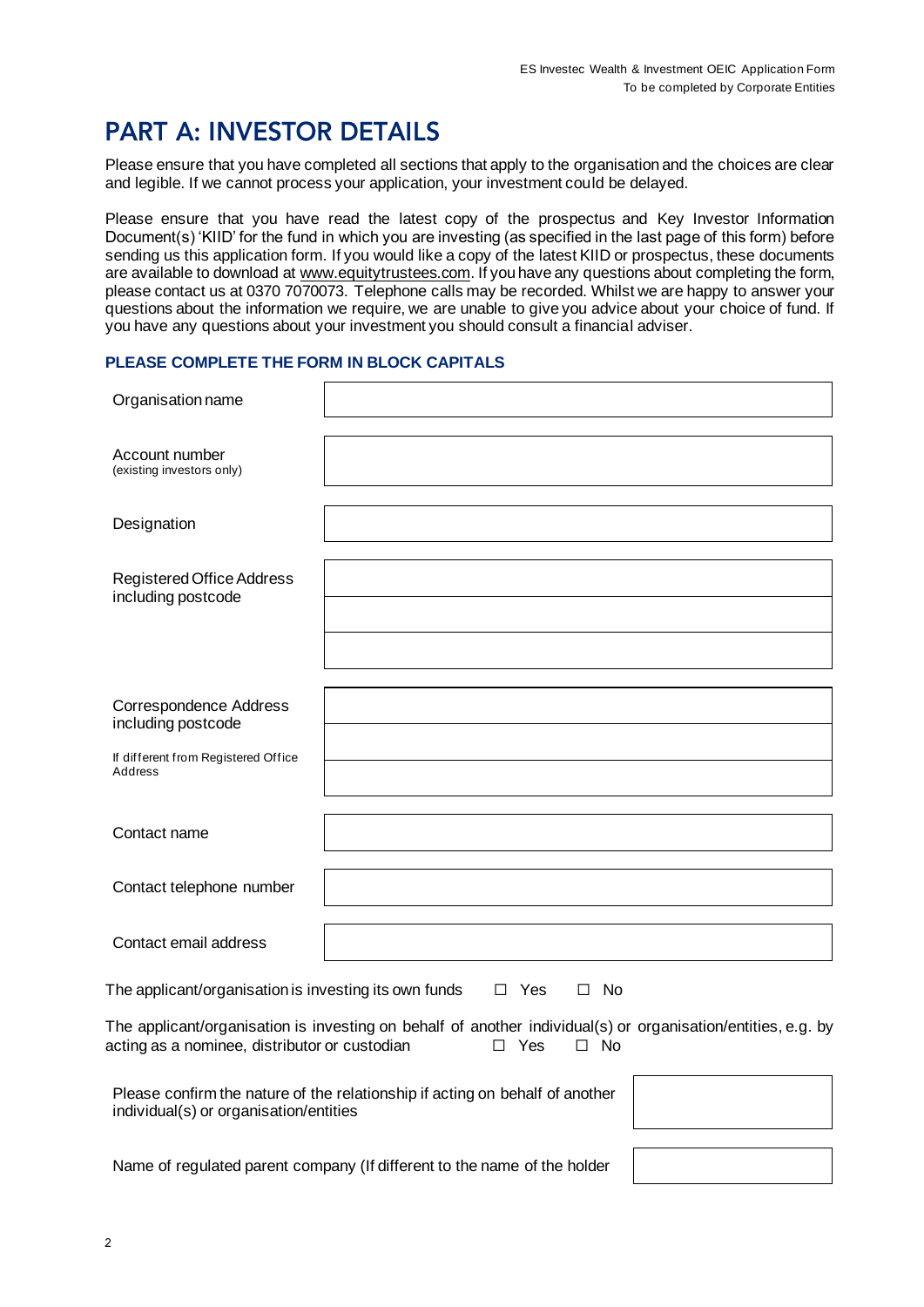# PART A: INVESTOR DETAILS

Please ensure that you have completed all sections that apply to the organisation and the choices are clear and legible. If we cannot process your application, your investment could be delayed.

Please ensure that you have read the latest copy of the prospectus and Key Investor Information Document(s) 'KIID' for the fund in which you are investing (as specified in the last page of this form) before sending us this application form. If you would like a copy of the latest KIID or prospectus, these documents are available to download at www.equitytrustees.com. If you have any questions about completing the form, please contact us at 0370 7070073. Telephone calls may be recorded. Whilst we are happy to answer your questions about the information we require, we are unable to give you advice about your choice of fund. If you have any questions about your investment you should consult a financial adviser.

**PLEASE COMPLETE THE FORM IN BLOCK CAPITALS**

| | |
|---|---|
| Organisation name | |
| Account number (existing investors only) | |
| Designation | |
| Registered Office Address including postcode | |
| | |
| | |
| Correspondence Address including postcode<br>If different from Registered Office Address | |
| | |
| | |
| Contact name | |
| Contact telephone number | |
| Contact email address | |

The applicant/organisation is investing its own funds ☐ Yes ☐ No

The applicant/organisation is investing on behalf of another individual(s) or organisation/entities, e.g. by acting as a nominee, distributor or custodian ☐ Yes ☐ No

| | |
|---|---|
| Please confirm the nature of the relationship if acting on behalf of another individual(s) or organisation/entities | |
| Name of regulated parent company (If different to the name of the holder | |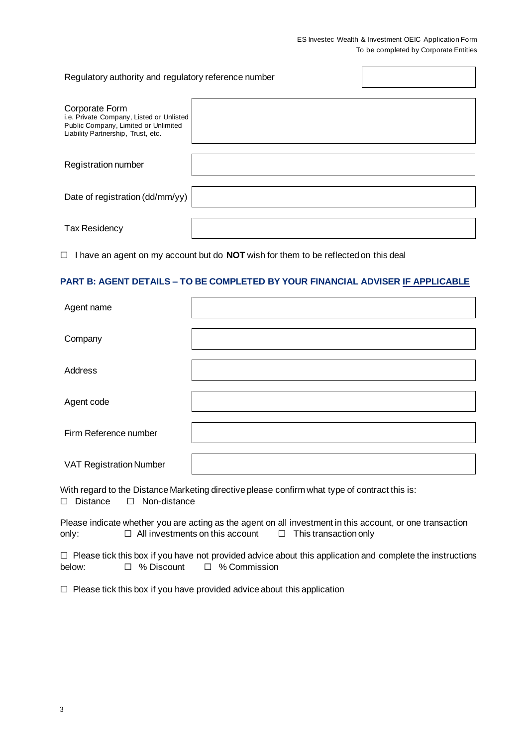| | |
|---|---|
| Regulatory authority and regulatory reference number | |
| Corporate Form<br>i.e. Private Company, Listed or Unlisted Public Company, Limited or Unlimited Liability Partnership, Trust, etc. | |
| Registration number | |
| Date of registration (dd/mm/yy) | |
| Tax Residency | |

☐ I have an agent on my account but do **NOT** wish for them to be reflected on this deal

## PART B: AGENT DETAILS – TO BE COMPLETED BY YOUR FINANCIAL ADVISER IF APPLICABLE

| | |
|---|---|
| Agent name | |
| Company | |
| Address | |
| Agent code | |
| Firm Reference number | |
| VAT Registration Number | |

With regard to the Distance Marketing directive please confirm what type of contract this is:
☐ Distance ☐ Non-distance

Please indicate whether you are acting as the agent on all investment in this account, or one transaction only: ☐ All investments on this account ☐ This transaction only

☐ Please tick this box if you have not provided advice about this application and complete the instructions below: ☐ % Discount ☐ % Commission

☐ Please tick this box if you have provided advice about this application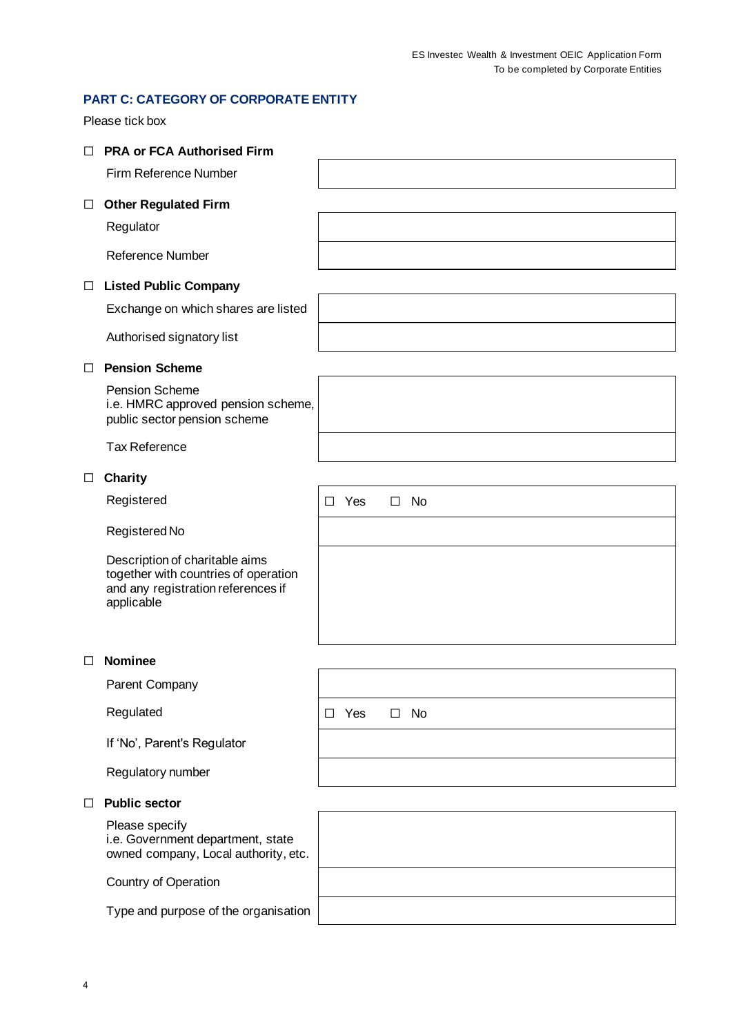## PART C: CATEGORY OF CORPORATE ENTITY

Please tick box

☐ **PRA or FCA Authorised Firm**

| | |
|---|---|
| Firm Reference Number | |

☐ **Other Regulated Firm**

| | |
|---|---|
| Regulator | |
| Reference Number | |

☐ **Listed Public Company**

| | |
|---|---|
| Exchange on which shares are listed | |
| Authorised signatory list | |

☐ **Pension Scheme**

| | |
|---|---|
| Pension Scheme<br>i.e. HMRC approved pension scheme, public sector pension scheme | |
| Tax Reference | |

☐ **Charity**

| | |
|---|---|
| Registered | ☐ Yes ☐ No |
| Registered No | |
| Description of charitable aims together with countries of operation and any registration references if applicable | |

☐ **Nominee**

| | |
|---|---|
| Parent Company | |
| Regulated | ☐ Yes ☐ No |
| If 'No', Parent's Regulator | |
| Regulatory number | |

☐ **Public sector**

| | |
|---|---|
| Please specify<br>i.e. Government department, state owned company, Local authority, etc. | |
| Country of Operation | |
| Type and purpose of the organisation | |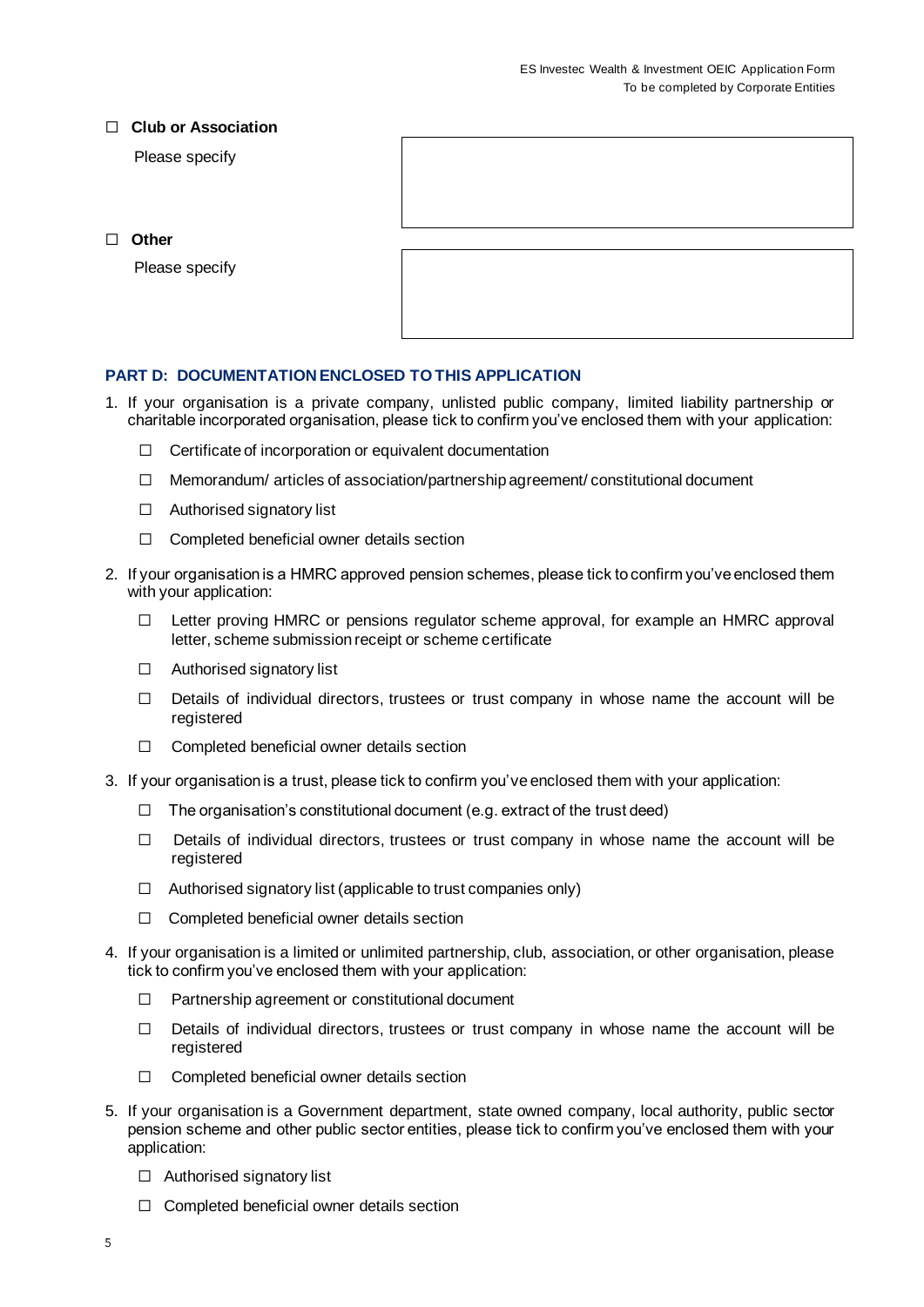☐ **Club or Association**

Please specify

☐ **Other**

Please specify

## PART D: DOCUMENTATION ENCLOSED TO THIS APPLICATION

1. If your organisation is a private company, unlisted public company, limited liability partnership or charitable incorporated organisation, please tick to confirm you've enclosed them with your application:

   ☐ Certificate of incorporation or equivalent documentation

   ☐ Memorandum/ articles of association/partnership agreement/ constitutional document

   ☐ Authorised signatory list

   ☐ Completed beneficial owner details section

2. If your organisation is a HMRC approved pension schemes, please tick to confirm you've enclosed them with your application:

   ☐ Letter proving HMRC or pensions regulator scheme approval, for example an HMRC approval letter, scheme submission receipt or scheme certificate

   ☐ Authorised signatory list

   ☐ Details of individual directors, trustees or trust company in whose name the account will be registered

   ☐ Completed beneficial owner details section

3. If your organisation is a trust, please tick to confirm you've enclosed them with your application:

   ☐ The organisation's constitutional document (e.g. extract of the trust deed)

   ☐ Details of individual directors, trustees or trust company in whose name the account will be registered

   ☐ Authorised signatory list (applicable to trust companies only)

   ☐ Completed beneficial owner details section

4. If your organisation is a limited or unlimited partnership, club, association, or other organisation, please tick to confirm you've enclosed them with your application:

   ☐ Partnership agreement or constitutional document

   ☐ Details of individual directors, trustees or trust company in whose name the account will be registered

   ☐ Completed beneficial owner details section

5. If your organisation is a Government department, state owned company, local authority, public sector pension scheme and other public sector entities, please tick to confirm you've enclosed them with your application:

   ☐ Authorised signatory list

   ☐ Completed beneficial owner details section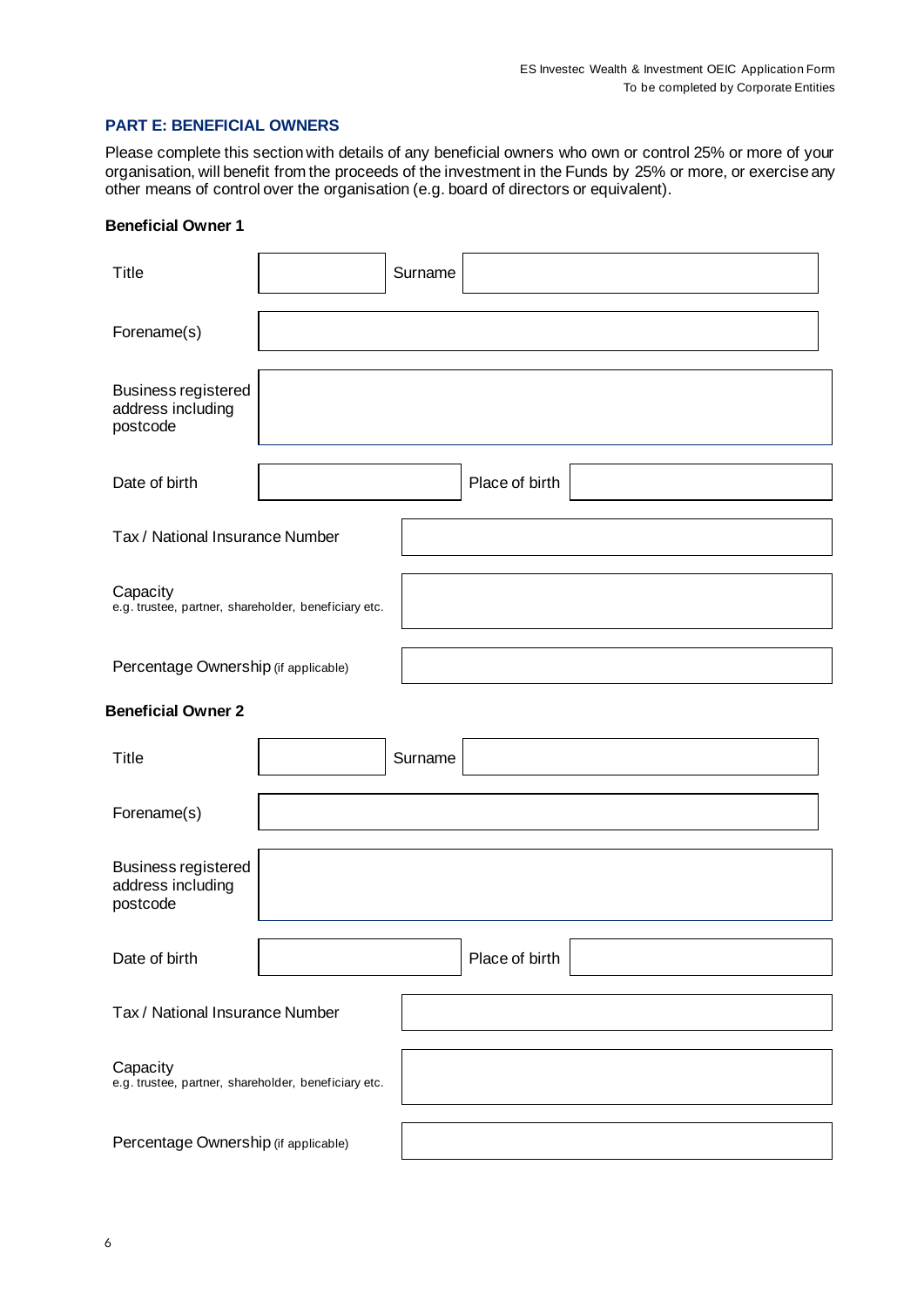## PART E: BENEFICIAL OWNERS

Please complete this section with details of any beneficial owners who own or control 25% or more of your organisation, will benefit from the proceeds of the investment in the Funds by 25% or more, or exercise any other means of control over the organisation (e.g. board of directors or equivalent).

**Beneficial Owner 1**

| | | | |
|---|---|---|---|
| Title | | Surname | |
| Forename(s) | | | |
| Business registered address including postcode | | | |
| Date of birth | | Place of birth | |
| Tax / National Insurance Number | | | |
| Capacity<br>e.g. trustee, partner, shareholder, beneficiary etc. | | | |
| Percentage Ownership (if applicable) | | | |

**Beneficial Owner 2**

| | | | |
|---|---|---|---|
| Title | | Surname | |
| Forename(s) | | | |
| Business registered address including postcode | | | |
| Date of birth | | Place of birth | |
| Tax / National Insurance Number | | | |
| Capacity<br>e.g. trustee, partner, shareholder, beneficiary etc. | | | |
| Percentage Ownership (if applicable) | | | |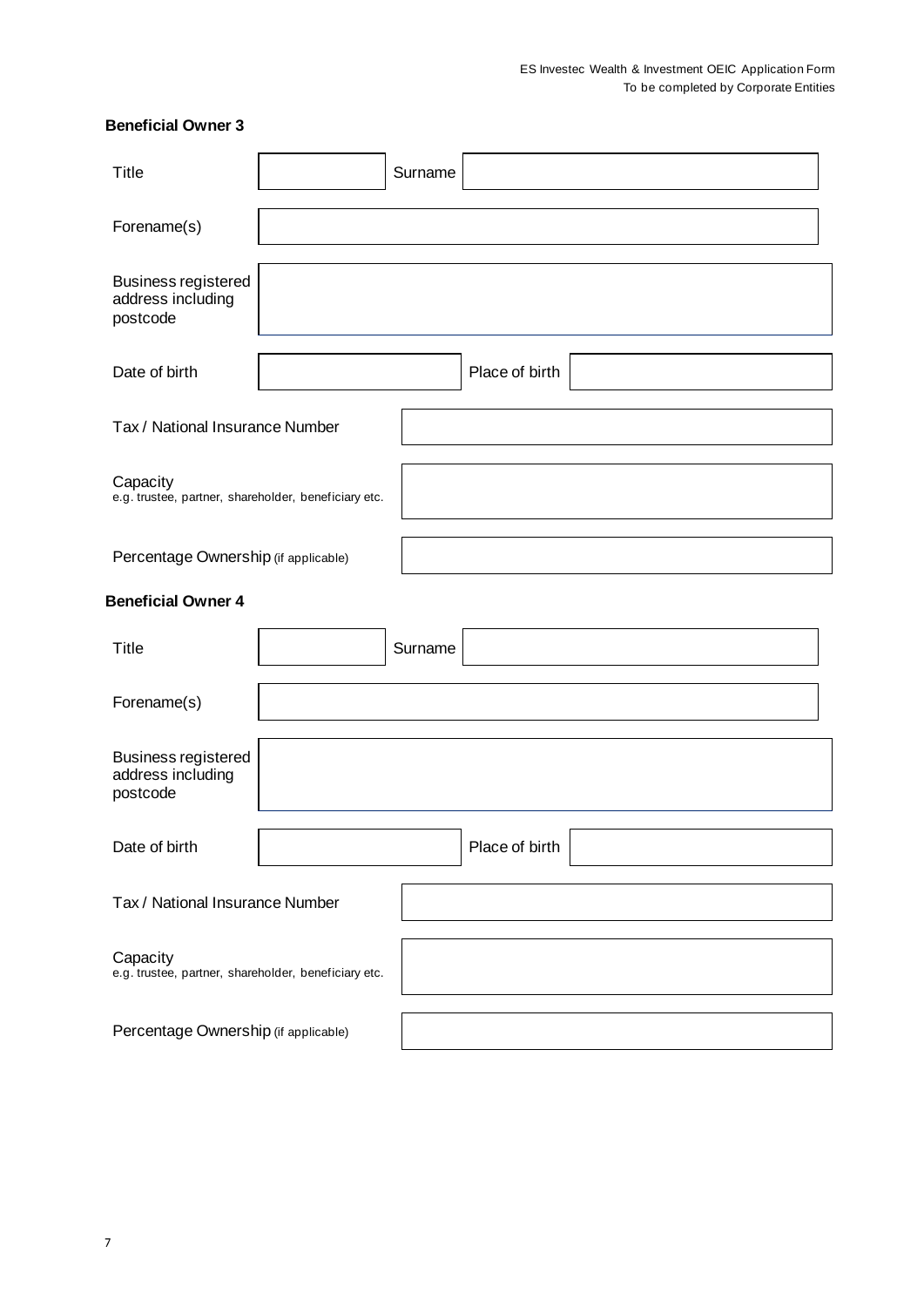### Beneficial Owner 3

| | | | |
|---|---|---|---|
| Title | | Surname | |
| Forename(s) | | | |
| Business registered address including postcode | | | |
| Date of birth | | Place of birth | |
| Tax / National Insurance Number | | | |
| Capacity<br>e.g. trustee, partner, shareholder, beneficiary etc. | | | |
| Percentage Ownership (if applicable) | | | |

### Beneficial Owner 4

| | | | |
|---|---|---|---|
| Title | | Surname | |
| Forename(s) | | | |
| Business registered address including postcode | | | |
| Date of birth | | Place of birth | |
| Tax / National Insurance Number | | | |
| Capacity<br>e.g. trustee, partner, shareholder, beneficiary etc. | | | |
| Percentage Ownership (if applicable) | | | |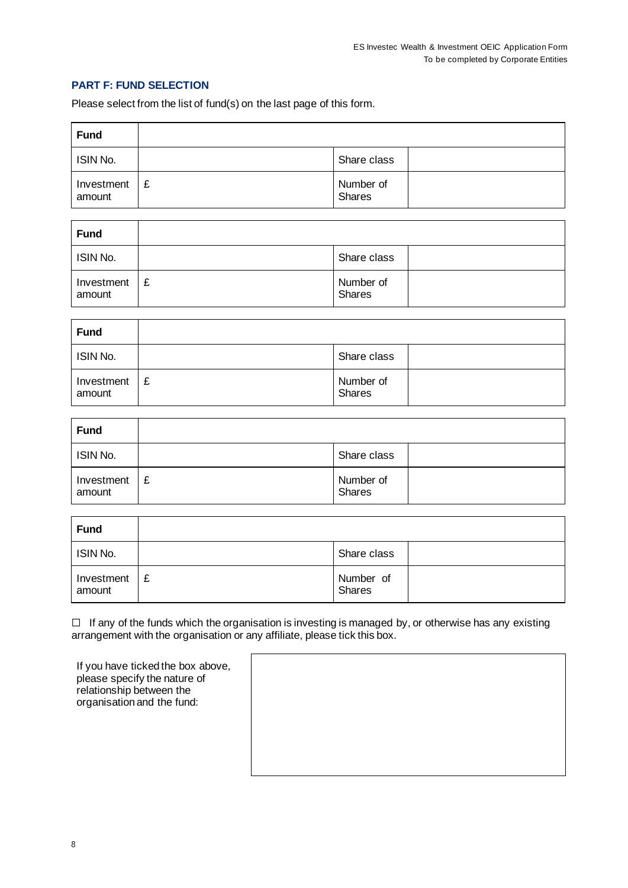## PART F: FUND SELECTION

Please select from the list of fund(s) on the last page of this form.

| **Fund** | | | |
|---|---|---|---|
| ISIN No. | | Share class | |
| Investment amount | £ | Number of Shares | |

| **Fund** | | | |
|---|---|---|---|
| ISIN No. | | Share class | |
| Investment amount | £ | Number of Shares | |

| **Fund** | | | |
|---|---|---|---|
| ISIN No. | | Share class | |
| Investment amount | £ | Number of Shares | |

| **Fund** | | | |
|---|---|---|---|
| ISIN No. | | Share class | |
| Investment amount | £ | Number of Shares | |

| **Fund** | | | |
|---|---|---|---|
| ISIN No. | | Share class | |
| Investment amount | £ | Number of Shares | |

☐ If any of the funds which the organisation is investing is managed by, or otherwise has any existing arrangement with the organisation or any affiliate, please tick this box.

| If you have ticked the box above, please specify the nature of relationship between the organisation and the fund: | |
|---|---|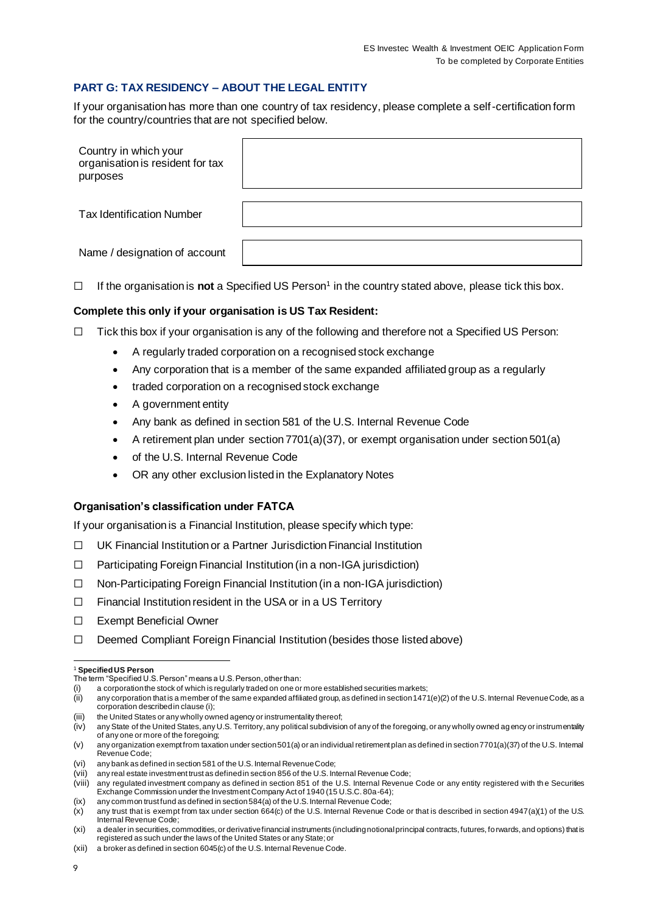## PART G: TAX RESIDENCY – ABOUT THE LEGAL ENTITY

If your organisation has more than one country of tax residency, please complete a self-certification form for the country/countries that are not specified below.

| | |
|---|---|
| Country in which your organisation is resident for tax purposes | |
| Tax Identification Number | |
| Name / designation of account | |

☐ If the organisation is **not** a Specified US Person[1] in the country stated above, please tick this box.

**Complete this only if your organisation is US Tax Resident:**

☐ Tick this box if your organisation is any of the following and therefore not a Specified US Person:

- A regularly traded corporation on a recognised stock exchange
- Any corporation that is a member of the same expanded affiliated group as a regularly
- traded corporation on a recognised stock exchange
- A government entity
- Any bank as defined in section 581 of the U.S. Internal Revenue Code
- A retirement plan under section 7701(a)(37), or exempt organisation under section 501(a)
- of the U.S. Internal Revenue Code
- OR any other exclusion listed in the Explanatory Notes

### Organisation's classification under FATCA

If your organisation is a Financial Institution, please specify which type:

☐ UK Financial Institution or a Partner Jurisdiction Financial Institution

☐ Participating Foreign Financial Institution (in a non-IGA jurisdiction)

☐ Non-Participating Foreign Financial Institution (in a non-IGA jurisdiction)

☐ Financial Institution resident in the USA or in a US Territory

☐ Exempt Beneficial Owner

☐ Deemed Compliant Foreign Financial Institution (besides those listed above)

---

[1] **Specified US Person**

The term "Specified U.S. Person" means a U.S. Person, other than:

(i) a corporation the stock of which is regularly traded on one or more established securities markets;
(ii) any corporation that is a member of the same expanded affiliated group, as defined in section 1471(e)(2) of the U.S. Internal Revenue Code, as a corporation described in clause (i);
(iii) the United States or any wholly owned agency or instrumentality thereof;
(iv) any State of the United States, any U.S. Territory, any political subdivision of any of the foregoing, or any wholly owned agency or instrumentality of any one or more of the foregoing;
(v) any organization exempt from taxation under section 501(a) or an individual retirement plan as defined in section 7701(a)(37) of the U.S. Internal Revenue Code;
(vi) any bank as defined in section 581 of the U.S. Internal Revenue Code;
(vii) any real estate investment trust as defined in section 856 of the U.S. Internal Revenue Code;
(viii) any regulated investment company as defined in section 851 of the U.S. Internal Revenue Code or any entity registered with the Securities Exchange Commission under the Investment Company Act of 1940 (15 U.S.C. 80a-64);
(ix) any common trust fund as defined in section 584(a) of the U.S. Internal Revenue Code;
(x) any trust that is exempt from tax under section 664(c) of the U.S. Internal Revenue Code or that is described in section 4947(a)(1) of the U.S. Internal Revenue Code;
(xi) a dealer in securities, commodities, or derivative financial instruments (including notional principal contracts, futures, forwards, and options) that is registered as such under the laws of the United States or any State; or
(xii) a broker as defined in section 6045(c) of the U.S. Internal Revenue Code.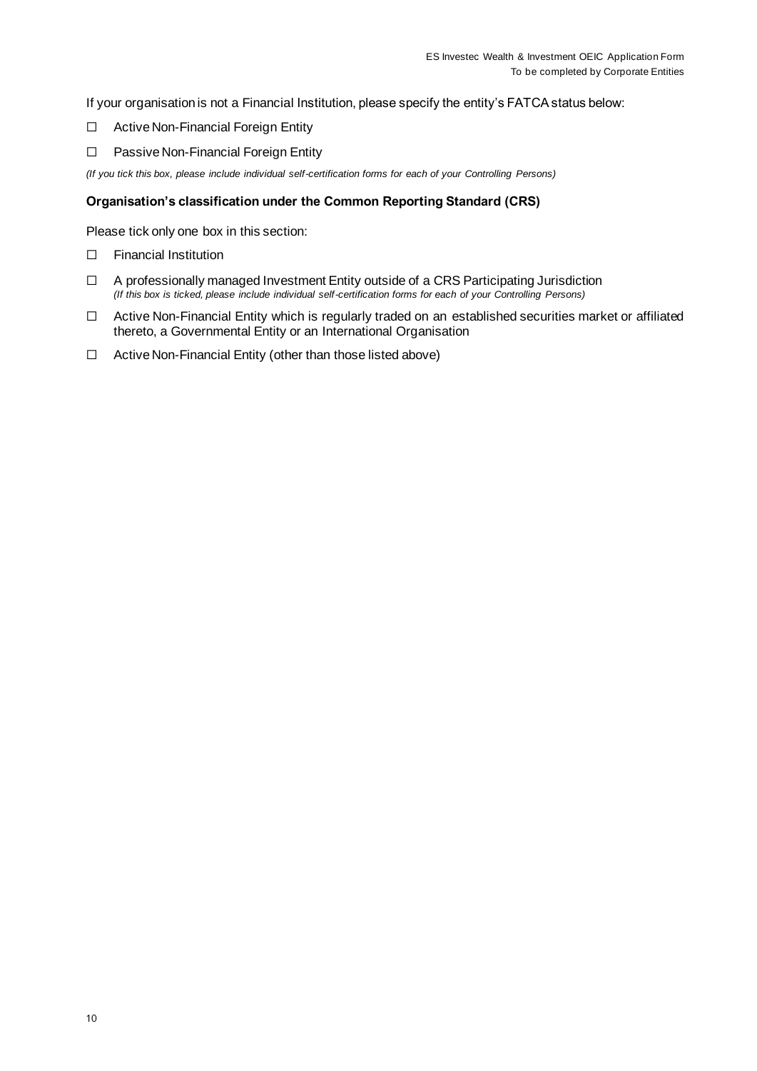If your organisation is not a Financial Institution, please specify the entity's FATCA status below:

☐ Active Non-Financial Foreign Entity

☐ Passive Non-Financial Foreign Entity

*(If you tick this box, please include individual self-certification forms for each of your Controlling Persons)*

**Organisation's classification under the Common Reporting Standard (CRS)**

Please tick only one box in this section:

☐ Financial Institution

☐ A professionally managed Investment Entity outside of a CRS Participating Jurisdiction
*(If this box is ticked, please include individual self-certification forms for each of your Controlling Persons)*

☐ Active Non-Financial Entity which is regularly traded on an established securities market or affiliated thereto, a Governmental Entity or an International Organisation

☐ Active Non-Financial Entity (other than those listed above)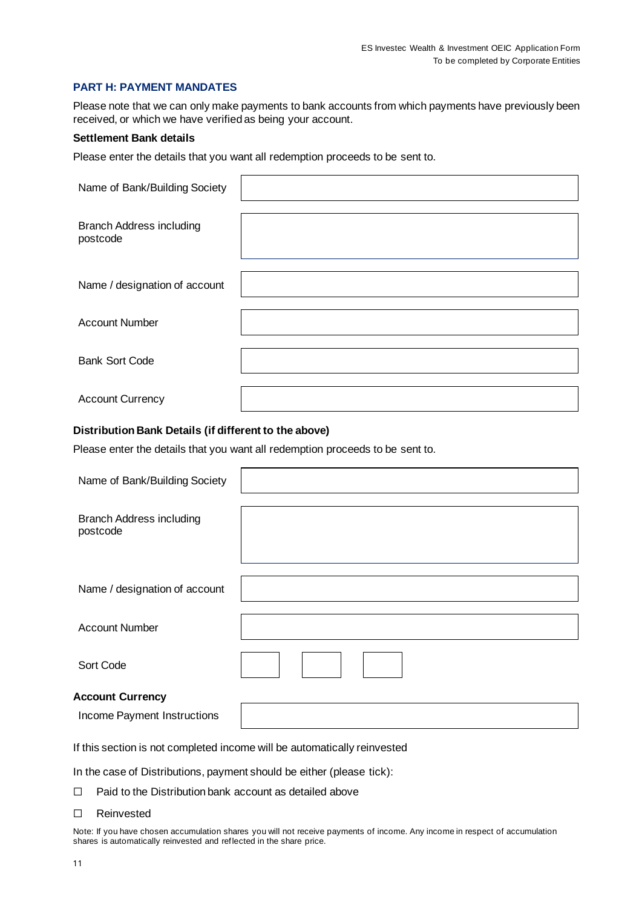## PART H: PAYMENT MANDATES

Please note that we can only make payments to bank accounts from which payments have previously been received, or which we have verified as being your account.

**Settlement Bank details**

Please enter the details that you want all redemption proceeds to be sent to.

| | |
|---|---|
| Name of Bank/Building Society | |
| Branch Address including postcode | |
| Name / designation of account | |
| Account Number | |
| Bank Sort Code | |
| Account Currency | |

**Distribution Bank Details (if different to the above)**

Please enter the details that you want all redemption proceeds to be sent to.

| | |
|---|---|
| Name of Bank/Building Society | |
| Branch Address including postcode | |
| Name / designation of account | |
| Account Number | |
| Sort Code | |

**Account Currency**

| | |
|---|---|
| Income Payment Instructions | |

If this section is not completed income will be automatically reinvested

In the case of Distributions, payment should be either (please tick):

☐ Paid to the Distribution bank account as detailed above

☐ Reinvested

Note: If you have chosen accumulation shares you will not receive payments of income. Any income in respect of accumulation shares is automatically reinvested and reflected in the share price.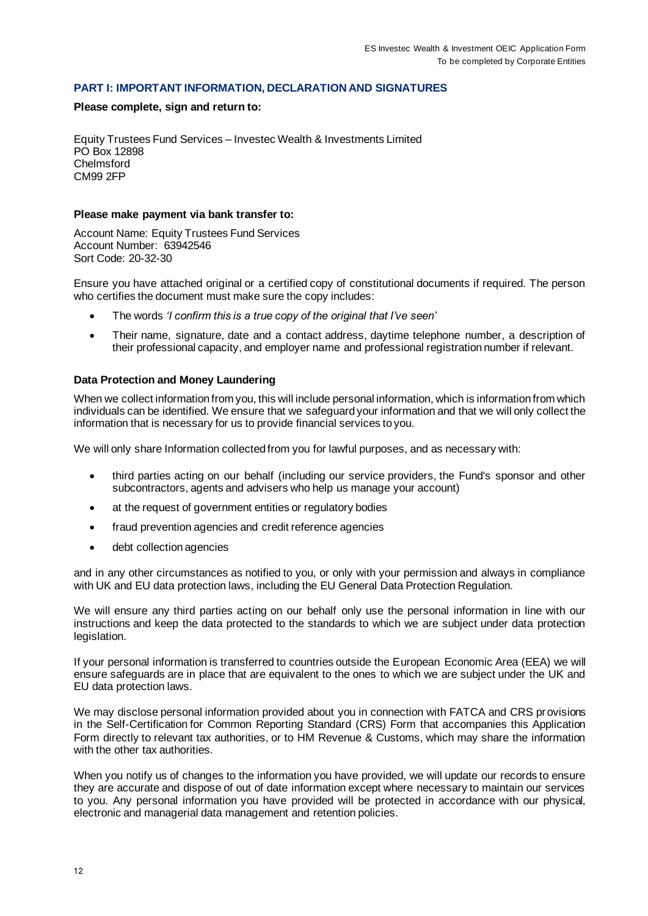## PART I: IMPORTANT INFORMATION, DECLARATION AND SIGNATURES

**Please complete, sign and return to:**

Equity Trustees Fund Services – Investec Wealth & Investments Limited
PO Box 12898
Chelmsford
CM99 2FP

**Please make payment via bank transfer to:**

Account Name: Equity Trustees Fund Services
Account Number: 63942546
Sort Code: 20-32-30

Ensure you have attached original or a certified copy of constitutional documents if required. The person who certifies the document must make sure the copy includes:

- The words *'I confirm this is a true copy of the original that I've seen'*
- Their name, signature, date and a contact address, daytime telephone number, a description of their professional capacity, and employer name and professional registration number if relevant.

### Data Protection and Money Laundering

When we collect information from you, this will include personal information, which is information from which individuals can be identified. We ensure that we safeguard your information and that we will only collect the information that is necessary for us to provide financial services to you.

We will only share Information collected from you for lawful purposes, and as necessary with:

- third parties acting on our behalf (including our service providers, the Fund's sponsor and other subcontractors, agents and advisers who help us manage your account)
- at the request of government entities or regulatory bodies
- fraud prevention agencies and credit reference agencies
- debt collection agencies

and in any other circumstances as notified to you, or only with your permission and always in compliance with UK and EU data protection laws, including the EU General Data Protection Regulation.

We will ensure any third parties acting on our behalf only use the personal information in line with our instructions and keep the data protected to the standards to which we are subject under data protection legislation.

If your personal information is transferred to countries outside the European Economic Area (EEA) we will ensure safeguards are in place that are equivalent to the ones to which we are subject under the UK and EU data protection laws.

We may disclose personal information provided about you in connection with FATCA and CRS provisions in the Self-Certification for Common Reporting Standard (CRS) Form that accompanies this Application Form directly to relevant tax authorities, or to HM Revenue & Customs, which may share the information with the other tax authorities.

When you notify us of changes to the information you have provided, we will update our records to ensure they are accurate and dispose of out of date information except where necessary to maintain our services to you. Any personal information you have provided will be protected in accordance with our physical, electronic and managerial data management and retention policies.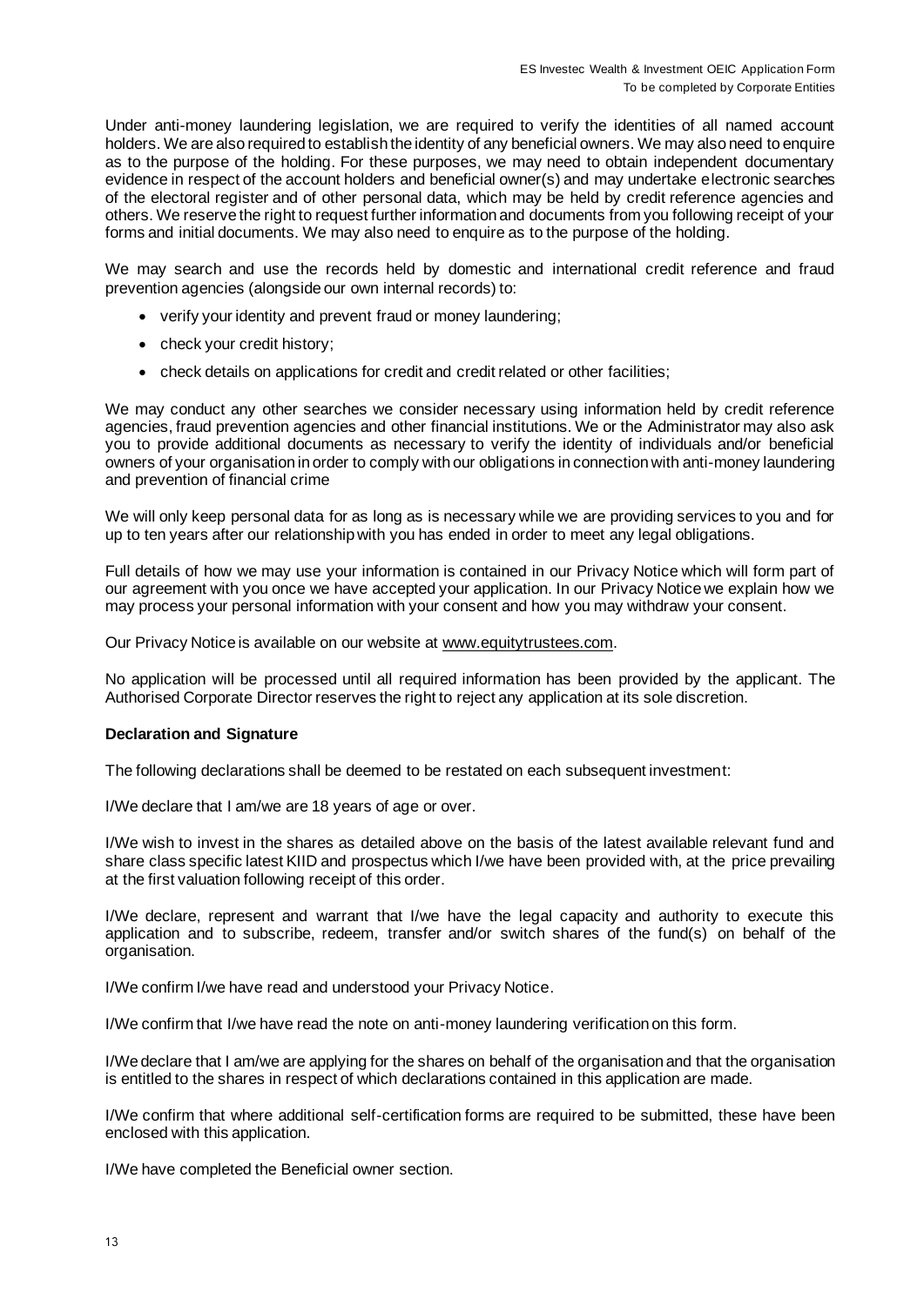Under anti-money laundering legislation, we are required to verify the identities of all named account holders. We are also required to establish the identity of any beneficial owners. We may also need to enquire as to the purpose of the holding. For these purposes, we may need to obtain independent documentary evidence in respect of the account holders and beneficial owner(s) and may undertake electronic searches of the electoral register and of other personal data, which may be held by credit reference agencies and others. We reserve the right to request further information and documents from you following receipt of your forms and initial documents. We may also need to enquire as to the purpose of the holding.

We may search and use the records held by domestic and international credit reference and fraud prevention agencies (alongside our own internal records) to:

- verify your identity and prevent fraud or money laundering;
- check your credit history;
- check details on applications for credit and credit related or other facilities;

We may conduct any other searches we consider necessary using information held by credit reference agencies, fraud prevention agencies and other financial institutions. We or the Administrator may also ask you to provide additional documents as necessary to verify the identity of individuals and/or beneficial owners of your organisation in order to comply with our obligations in connection with anti-money laundering and prevention of financial crime

We will only keep personal data for as long as is necessary while we are providing services to you and for up to ten years after our relationship with you has ended in order to meet any legal obligations.

Full details of how we may use your information is contained in our Privacy Notice which will form part of our agreement with you once we have accepted your application. In our Privacy Notice we explain how we may process your personal information with your consent and how you may withdraw your consent.

Our Privacy Notice is available on our website at www.equitytrustees.com.

No application will be processed until all required information has been provided by the applicant. The Authorised Corporate Director reserves the right to reject any application at its sole discretion.

**Declaration and Signature**

The following declarations shall be deemed to be restated on each subsequent investment:

I/We declare that I am/we are 18 years of age or over.

I/We wish to invest in the shares as detailed above on the basis of the latest available relevant fund and share class specific latest KIID and prospectus which I/we have been provided with, at the price prevailing at the first valuation following receipt of this order.

I/We declare, represent and warrant that I/we have the legal capacity and authority to execute this application and to subscribe, redeem, transfer and/or switch shares of the fund(s) on behalf of the organisation.

I/We confirm I/we have read and understood your Privacy Notice.

I/We confirm that I/we have read the note on anti-money laundering verification on this form.

I/We declare that I am/we are applying for the shares on behalf of the organisation and that the organisation is entitled to the shares in respect of which declarations contained in this application are made.

I/We confirm that where additional self-certification forms are required to be submitted, these have been enclosed with this application.

I/We have completed the Beneficial owner section.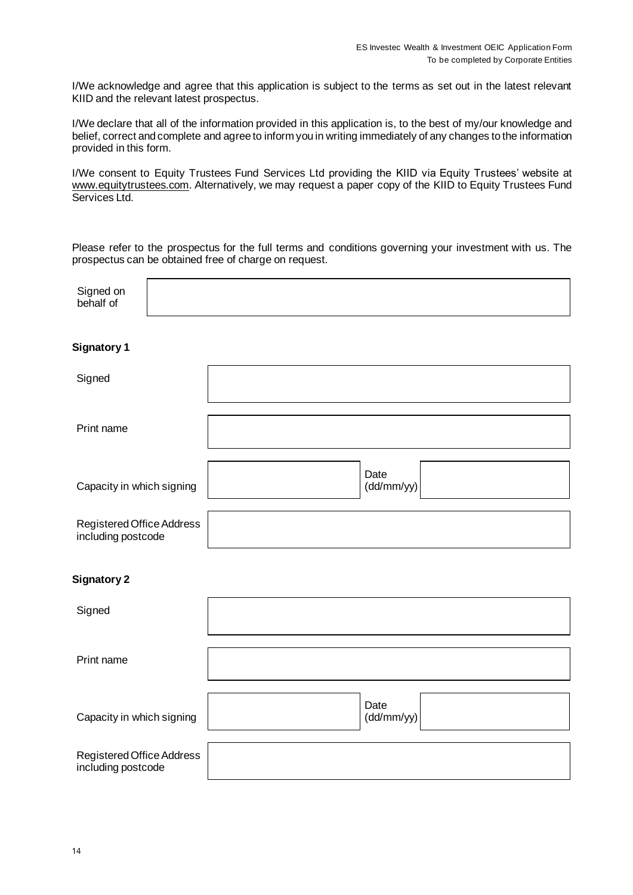I/We acknowledge and agree that this application is subject to the terms as set out in the latest relevant KIID and the relevant latest prospectus.

I/We declare that all of the information provided in this application is, to the best of my/our knowledge and belief, correct and complete and agree to inform you in writing immediately of any changes to the information provided in this form.

I/We consent to Equity Trustees Fund Services Ltd providing the KIID via Equity Trustees' website at www.equitytrustees.com. Alternatively, we may request a paper copy of the KIID to Equity Trustees Fund Services Ltd.

Please refer to the prospectus for the full terms and conditions governing your investment with us. The prospectus can be obtained free of charge on request.

| Signed on behalf of | |
|---|---|

**Signatory 1**

| | | | |
|---|---|---|---|
| Signed | | | |
| Print name | | | |
| Capacity in which signing | | Date (dd/mm/yy) | |
| Registered Office Address including postcode | | | |

**Signatory 2**

| | | | |
|---|---|---|---|
| Signed | | | |
| Print name | | | |
| Capacity in which signing | | Date (dd/mm/yy) | |
| Registered Office Address including postcode | | | |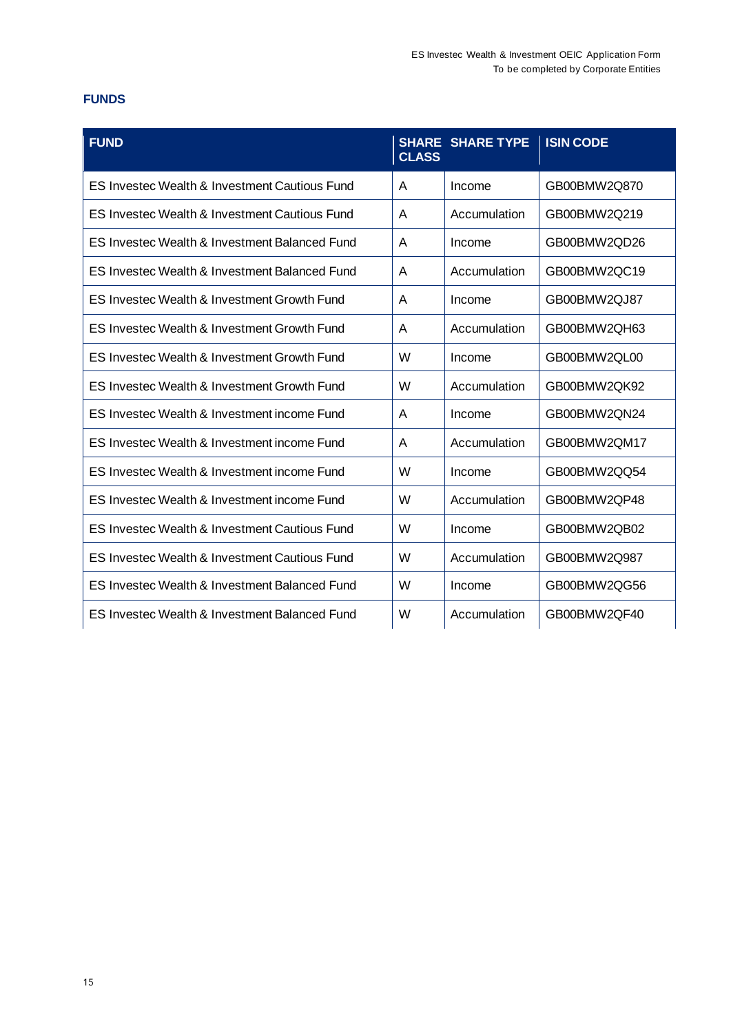## FUNDS

| FUND | SHARE CLASS | SHARE TYPE | ISIN CODE |
|---|---|---|---|
| ES Investec Wealth & Investment Cautious Fund | A | Income | GB00BMW2Q870 |
| ES Investec Wealth & Investment Cautious Fund | A | Accumulation | GB00BMW2Q219 |
| ES Investec Wealth & Investment Balanced Fund | A | Income | GB00BMW2QD26 |
| ES Investec Wealth & Investment Balanced Fund | A | Accumulation | GB00BMW2QC19 |
| ES Investec Wealth & Investment Growth Fund | A | Income | GB00BMW2QJ87 |
| ES Investec Wealth & Investment Growth Fund | A | Accumulation | GB00BMW2QH63 |
| ES Investec Wealth & Investment Growth Fund | W | Income | GB00BMW2QL00 |
| ES Investec Wealth & Investment Growth Fund | W | Accumulation | GB00BMW2QK92 |
| ES Investec Wealth & Investment income Fund | A | Income | GB00BMW2QN24 |
| ES Investec Wealth & Investment income Fund | A | Accumulation | GB00BMW2QM17 |
| ES Investec Wealth & Investment income Fund | W | Income | GB00BMW2QQ54 |
| ES Investec Wealth & Investment income Fund | W | Accumulation | GB00BMW2QP48 |
| ES Investec Wealth & Investment Cautious Fund | W | Income | GB00BMW2QB02 |
| ES Investec Wealth & Investment Cautious Fund | W | Accumulation | GB00BMW2Q987 |
| ES Investec Wealth & Investment Balanced Fund | W | Income | GB00BMW2QG56 |
| ES Investec Wealth & Investment Balanced Fund | W | Accumulation | GB00BMW2QF40 |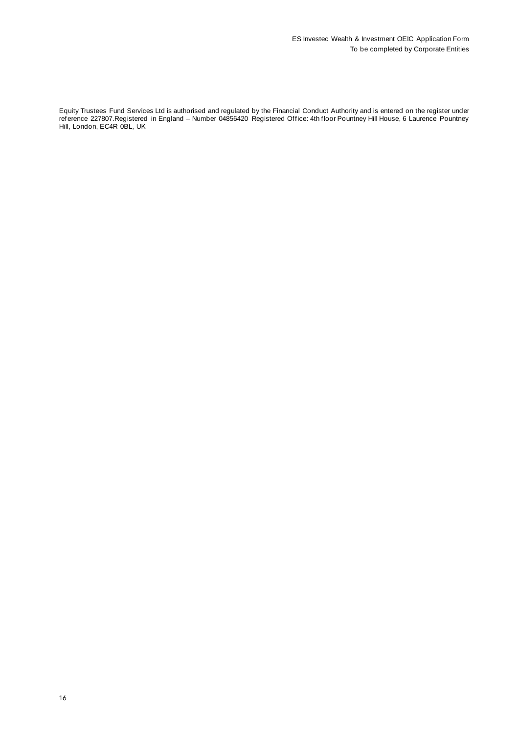Equity Trustees Fund Services Ltd is authorised and regulated by the Financial Conduct Authority and is entered on the register under reference 227807.Registered in England – Number 04856420 Registered Office: 4th floor Pountney Hill House, 6 Laurence Pountney Hill, London, EC4R 0BL, UK